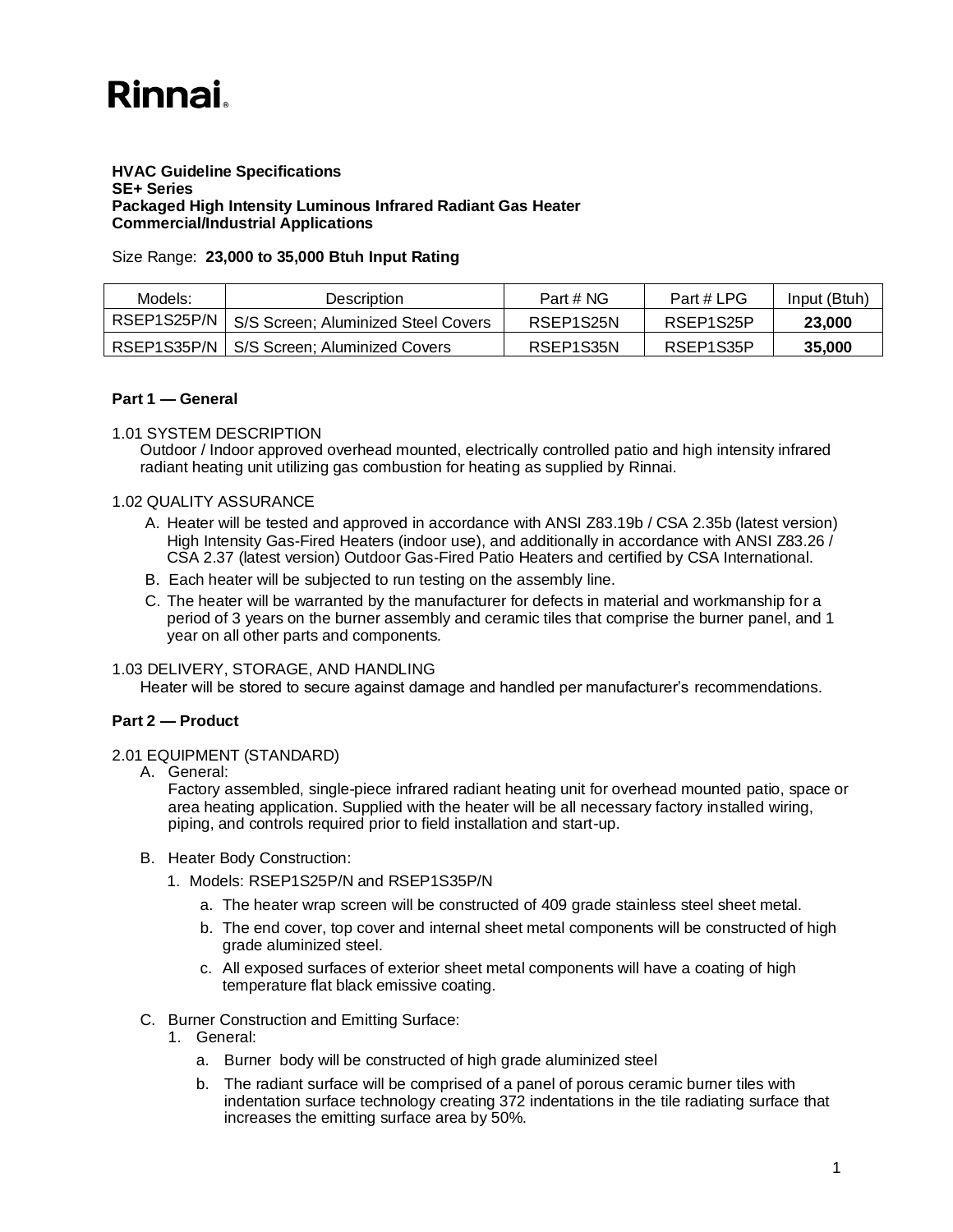# Rinnai

**HVAC Guideline Specifications**
**SE+ Series**
**Packaged High Intensity Luminous Infrared Radiant Gas Heater**
**Commercial/Industrial Applications**

Size Range: **23,000 to 35,000 Btuh Input Rating**

| Models: | Description | Part # NG | Part # LPG | Input (Btuh) |
|---|---|---|---|---|
| RSEP1S25P/N | S/S Screen; Aluminized Steel Covers | RSEP1S25N | RSEP1S25P | **23,000** |
| RSEP1S35P/N | S/S Screen; Aluminized Covers | RSEP1S35N | RSEP1S35P | **35,000** |

## Part 1 — General

1.01 SYSTEM DESCRIPTION

Outdoor / Indoor approved overhead mounted, electrically controlled patio and high intensity infrared radiant heating unit utilizing gas combustion for heating as supplied by Rinnai.

1.02 QUALITY ASSURANCE

A. Heater will be tested and approved in accordance with ANSI Z83.19b / CSA 2.35b (latest version) High Intensity Gas-Fired Heaters (indoor use), and additionally in accordance with ANSI Z83.26 / CSA 2.37 (latest version) Outdoor Gas-Fired Patio Heaters and certified by CSA International.

B. Each heater will be subjected to run testing on the assembly line.

C. The heater will be warranted by the manufacturer for defects in material and workmanship for a period of 3 years on the burner assembly and ceramic tiles that comprise the burner panel, and 1 year on all other parts and components.

1.03 DELIVERY, STORAGE, AND HANDLING

Heater will be stored to secure against damage and handled per manufacturer's recommendations.

## Part 2 — Product

2.01 EQUIPMENT (STANDARD)

A. General:

Factory assembled, single-piece infrared radiant heating unit for overhead mounted patio, space or area heating application. Supplied with the heater will be all necessary factory installed wiring, piping, and controls required prior to field installation and start-up.

B. Heater Body Construction:

1. Models: RSEP1S25P/N and RSEP1S35P/N

   a. The heater wrap screen will be constructed of 409 grade stainless steel sheet metal.

   b. The end cover, top cover and internal sheet metal components will be constructed of high grade aluminized steel.

   c. All exposed surfaces of exterior sheet metal components will have a coating of high temperature flat black emissive coating.

C. Burner Construction and Emitting Surface:

1. General:

   a. Burner body will be constructed of high grade aluminized steel

   b. The radiant surface will be comprised of a panel of porous ceramic burner tiles with indentation surface technology creating 372 indentations in the tile radiating surface that increases the emitting surface area by 50%.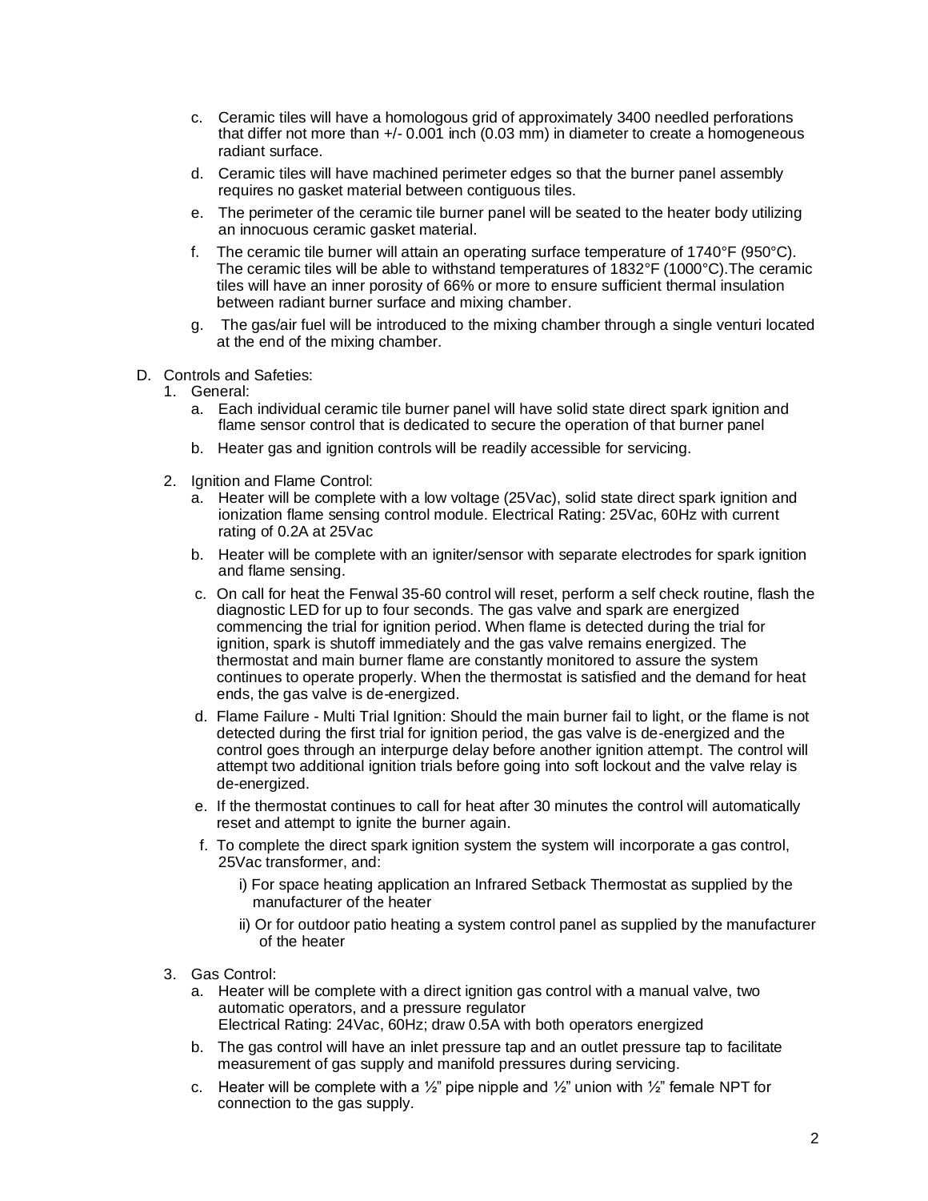c. Ceramic tiles will have a homologous grid of approximately 3400 needled perforations that differ not more than +/- 0.001 inch (0.03 mm) in diameter to create a homogeneous radiant surface.

d. Ceramic tiles will have machined perimeter edges so that the burner panel assembly requires no gasket material between contiguous tiles.

e. The perimeter of the ceramic tile burner panel will be seated to the heater body utilizing an innocuous ceramic gasket material.

f. The ceramic tile burner will attain an operating surface temperature of 1740°F (950°C). The ceramic tiles will be able to withstand temperatures of 1832°F (1000°C).The ceramic tiles will have an inner porosity of 66% or more to ensure sufficient thermal insulation between radiant burner surface and mixing chamber.

g. The gas/air fuel will be introduced to the mixing chamber through a single venturi located at the end of the mixing chamber.

D. Controls and Safeties:

1. General:

   a. Each individual ceramic tile burner panel will have solid state direct spark ignition and flame sensor control that is dedicated to secure the operation of that burner panel

   b. Heater gas and ignition controls will be readily accessible for servicing.

2. Ignition and Flame Control:

   a. Heater will be complete with a low voltage (25Vac), solid state direct spark ignition and ionization flame sensing control module. Electrical Rating: 25Vac, 60Hz with current rating of 0.2A at 25Vac

   b. Heater will be complete with an igniter/sensor with separate electrodes for spark ignition and flame sensing.

   c. On call for heat the Fenwal 35-60 control will reset, perform a self check routine, flash the diagnostic LED for up to four seconds. The gas valve and spark are energized commencing the trial for ignition period. When flame is detected during the trial for ignition, spark is shutoff immediately and the gas valve remains energized. The thermostat and main burner flame are constantly monitored to assure the system continues to operate properly. When the thermostat is satisfied and the demand for heat ends, the gas valve is de-energized.

   d. Flame Failure - Multi Trial Ignition: Should the main burner fail to light, or the flame is not detected during the first trial for ignition period, the gas valve is de-energized and the control goes through an interpurge delay before another ignition attempt. The control will attempt two additional ignition trials before going into soft lockout and the valve relay is de-energized.

   e. If the thermostat continues to call for heat after 30 minutes the control will automatically reset and attempt to ignite the burner again.

   f. To complete the direct spark ignition system the system will incorporate a gas control, 25Vac transformer, and:

      i) For space heating application an Infrared Setback Thermostat as supplied by the manufacturer of the heater

      ii) Or for outdoor patio heating a system control panel as supplied by the manufacturer of the heater

3. Gas Control:

   a. Heater will be complete with a direct ignition gas control with a manual valve, two automatic operators, and a pressure regulator
   Electrical Rating: 24Vac, 60Hz; draw 0.5A with both operators energized

   b. The gas control will have an inlet pressure tap and an outlet pressure tap to facilitate measurement of gas supply and manifold pressures during servicing.

   c. Heater will be complete with a ½" pipe nipple and ½" union with ½" female NPT for connection to the gas supply.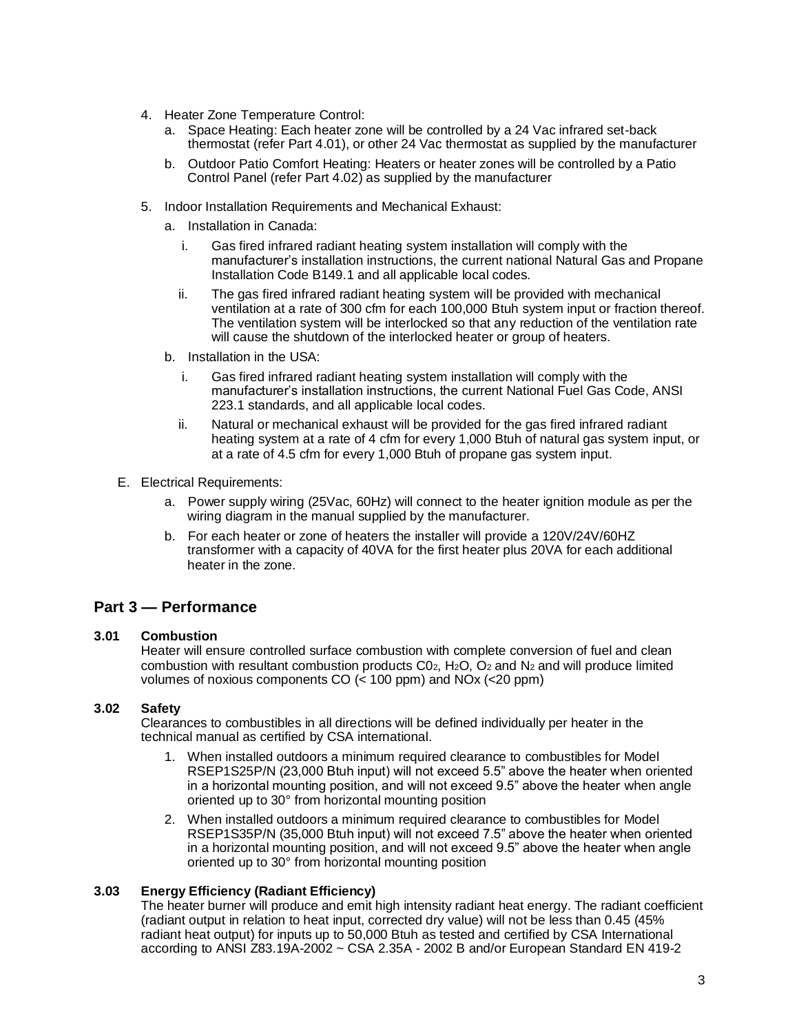4. Heater Zone Temperature Control:
   a. Space Heating: Each heater zone will be controlled by a 24 Vac infrared set-back thermostat (refer Part 4.01), or other 24 Vac thermostat as supplied by the manufacturer
   b. Outdoor Patio Comfort Heating: Heaters or heater zones will be controlled by a Patio Control Panel (refer Part 4.02) as supplied by the manufacturer
5. Indoor Installation Requirements and Mechanical Exhaust:
   a. Installation in Canada:
      i. Gas fired infrared radiant heating system installation will comply with the manufacturer's installation instructions, the current national Natural Gas and Propane Installation Code B149.1 and all applicable local codes.
      ii. The gas fired infrared radiant heating system will be provided with mechanical ventilation at a rate of 300 cfm for each 100,000 Btuh system input or fraction thereof. The ventilation system will be interlocked so that any reduction of the ventilation rate will cause the shutdown of the interlocked heater or group of heaters.
   b. Installation in the USA:
      i. Gas fired infrared radiant heating system installation will comply with the manufacturer's installation instructions, the current National Fuel Gas Code, ANSI 223.1 standards, and all applicable local codes.
      ii. Natural or mechanical exhaust will be provided for the gas fired infrared radiant heating system at a rate of 4 cfm for every 1,000 Btuh of natural gas system input, or at a rate of 4.5 cfm for every 1,000 Btuh of propane gas system input.

E. Electrical Requirements:
   a. Power supply wiring (25Vac, 60Hz) will connect to the heater ignition module as per the wiring diagram in the manual supplied by the manufacturer.
   b. For each heater or zone of heaters the installer will provide a 120V/24V/60HZ transformer with a capacity of 40VA for the first heater plus 20VA for each additional heater in the zone.

## Part 3 — Performance

### 3.01 Combustion

Heater will ensure controlled surface combustion with complete conversion of fuel and clean combustion with resultant combustion products $C0_2$, $H_2O$, $O_2$ and $N_2$ and will produce limited volumes of noxious components CO (< 100 ppm) and NOx (<20 ppm)

### 3.02 Safety

Clearances to combustibles in all directions will be defined individually per heater in the technical manual as certified by CSA international.

1. When installed outdoors a minimum required clearance to combustibles for Model RSEP1S25P/N (23,000 Btuh input) will not exceed 5.5" above the heater when oriented in a horizontal mounting position, and will not exceed 9.5" above the heater when angle oriented up to 30° from horizontal mounting position
2. When installed outdoors a minimum required clearance to combustibles for Model RSEP1S35P/N (35,000 Btuh input) will not exceed 7.5" above the heater when oriented in a horizontal mounting position, and will not exceed 9.5" above the heater when angle oriented up to 30° from horizontal mounting position

### 3.03 Energy Efficiency (Radiant Efficiency)

The heater burner will produce and emit high intensity radiant heat energy. The radiant coefficient (radiant output in relation to heat input, corrected dry value) will not be less than 0.45 (45% radiant heat output) for inputs up to 50,000 Btuh as tested and certified by CSA International according to ANSI Z83.19A-2002 ~ CSA 2.35A - 2002 B and/or European Standard EN 419-2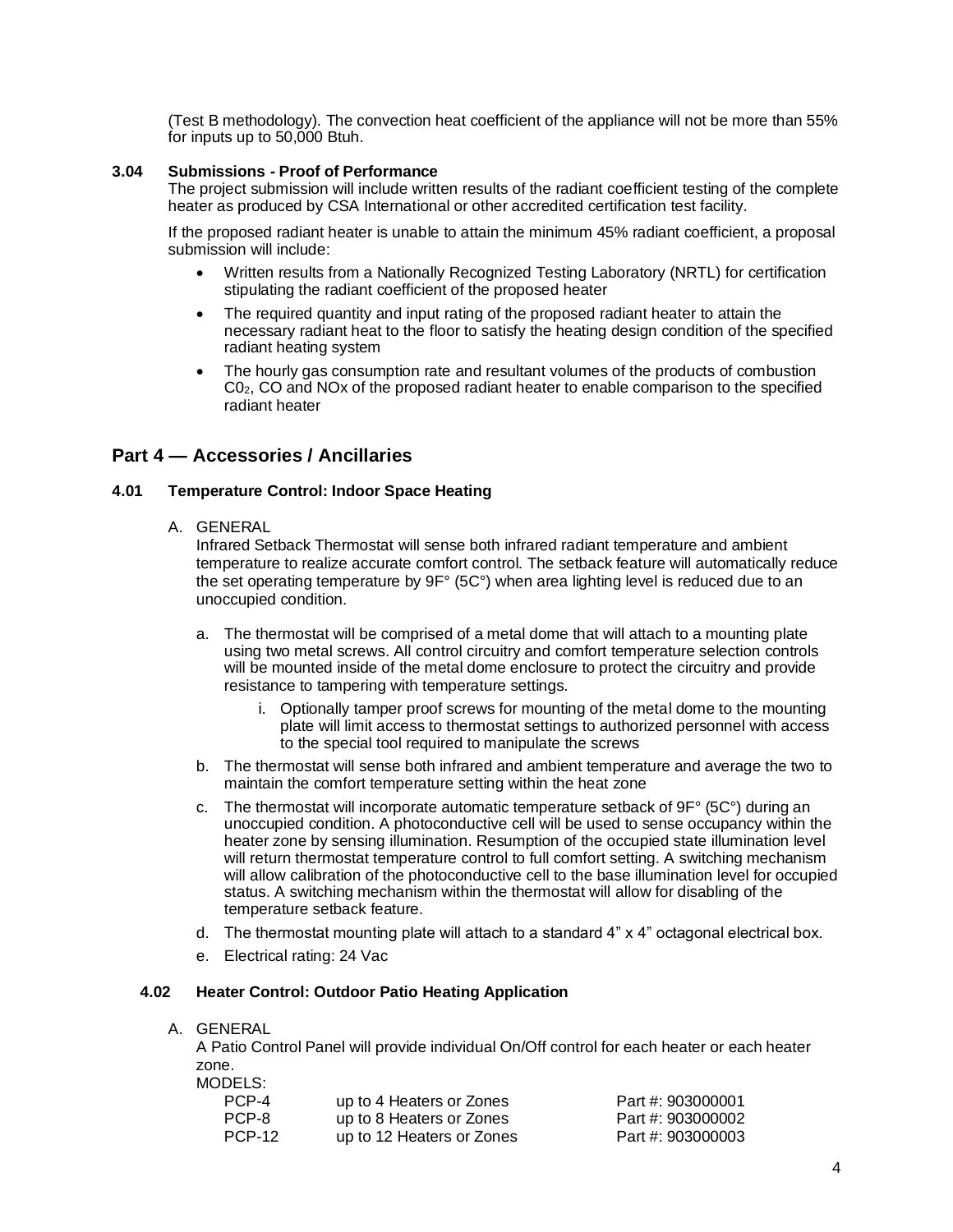(Test B methodology). The convection heat coefficient of the appliance will not be more than 55% for inputs up to 50,000 Btuh.

### 3.04 Submissions - Proof of Performance

The project submission will include written results of the radiant coefficient testing of the complete heater as produced by CSA International or other accredited certification test facility.

If the proposed radiant heater is unable to attain the minimum 45% radiant coefficient, a proposal submission will include:

- Written results from a Nationally Recognized Testing Laboratory (NRTL) for certification stipulating the radiant coefficient of the proposed heater
- The required quantity and input rating of the proposed radiant heater to attain the necessary radiant heat to the floor to satisfy the heating design condition of the specified radiant heating system
- The hourly gas consumption rate and resultant volumes of the products of combustion $C0_2$, CO and NOx of the proposed radiant heater to enable comparison to the specified radiant heater

## Part 4 — Accessories / Ancillaries

### 4.01 Temperature Control: Indoor Space Heating

A. GENERAL

Infrared Setback Thermostat will sense both infrared radiant temperature and ambient temperature to realize accurate comfort control. The setback feature will automatically reduce the set operating temperature by 9F° (5C°) when area lighting level is reduced due to an unoccupied condition.

a. The thermostat will be comprised of a metal dome that will attach to a mounting plate using two metal screws. All control circuitry and comfort temperature selection controls will be mounted inside of the metal dome enclosure to protect the circuitry and provide resistance to tampering with temperature settings.

   i. Optionally tamper proof screws for mounting of the metal dome to the mounting plate will limit access to thermostat settings to authorized personnel with access to the special tool required to manipulate the screws

b. The thermostat will sense both infrared and ambient temperature and average the two to maintain the comfort temperature setting within the heat zone

c. The thermostat will incorporate automatic temperature setback of 9F° (5C°) during an unoccupied condition. A photoconductive cell will be used to sense occupancy within the heater zone by sensing illumination. Resumption of the occupied state illumination level will return thermostat temperature control to full comfort setting. A switching mechanism will allow calibration of the photoconductive cell to the base illumination level for occupied status. A switching mechanism within the thermostat will allow for disabling of the temperature setback feature.

d. The thermostat mounting plate will attach to a standard 4" x 4" octagonal electrical box.

e. Electrical rating: 24 Vac

### 4.02 Heater Control: Outdoor Patio Heating Application

A. GENERAL

A Patio Control Panel will provide individual On/Off control for each heater or each heater zone.

MODELS:

| | | |
|---|---|---|
| PCP-4 | up to 4 Heaters or Zones | Part #: 903000001 |
| PCP-8 | up to 8 Heaters or Zones | Part #: 903000002 |
| PCP-12 | up to 12 Heaters or Zones | Part #: 903000003 |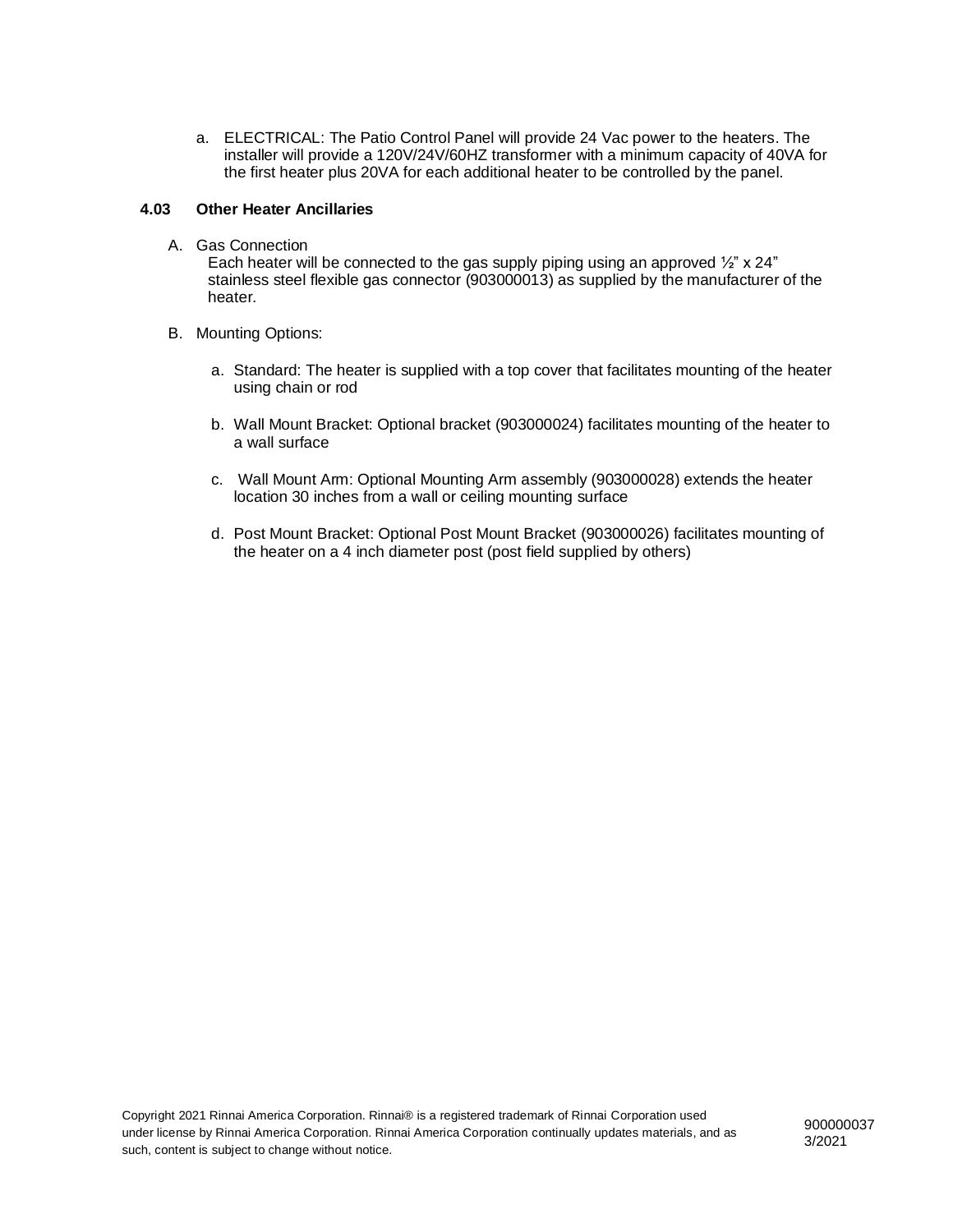a. ELECTRICAL: The Patio Control Panel will provide 24 Vac power to the heaters. The installer will provide a 120V/24V/60HZ transformer with a minimum capacity of 40VA for the first heater plus 20VA for each additional heater to be controlled by the panel.

### 4.03 Other Heater Ancillaries

A. Gas Connection
Each heater will be connected to the gas supply piping using an approved ½" x 24" stainless steel flexible gas connector (903000013) as supplied by the manufacturer of the heater.

B. Mounting Options:

a. Standard: The heater is supplied with a top cover that facilitates mounting of the heater using chain or rod

b. Wall Mount Bracket: Optional bracket (903000024) facilitates mounting of the heater to a wall surface

c. Wall Mount Arm: Optional Mounting Arm assembly (903000028) extends the heater location 30 inches from a wall or ceiling mounting surface

d. Post Mount Bracket: Optional Post Mount Bracket (903000026) facilitates mounting of the heater on a 4 inch diameter post (post field supplied by others)